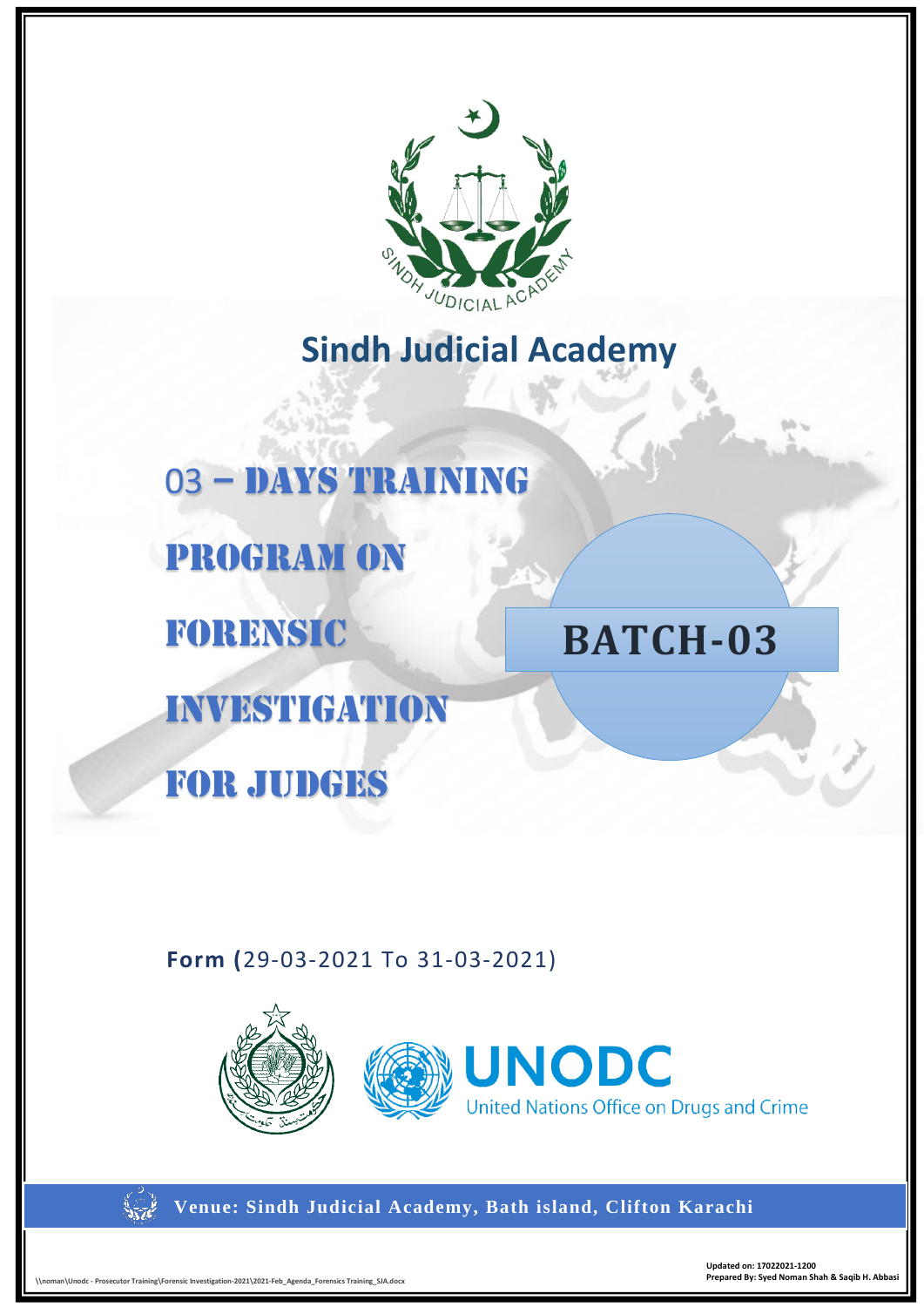# Sindh Judicial Academy

## 03 – DAYS TRAINING PROGRAM ON FORENSIC INVESTIGATION FOR JUDGES

**BATCH-03**

**Form (**29-03-2021 To 31-03-2021)

UNODC
United Nations Office on Drugs and Crime

**Venue: Sindh Judicial Academy, Bath island, Clifton Karachi**

\\noman\Unodc - Prosecutor Training\Forensic Investigation-2021\2021-Feb_Agenda_Forensics Training_SJA.docx

**Updated on: 17022021-1200**
**Prepared By: Syed Noman Shah & Saqib H. Abbasi**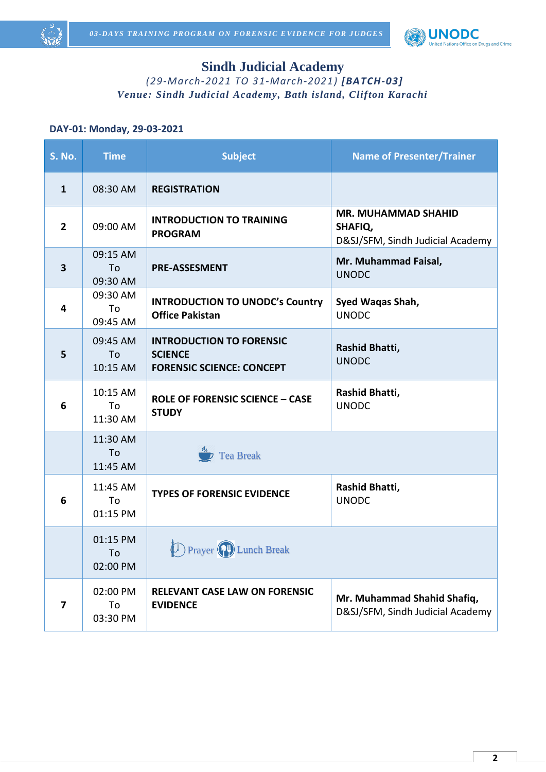# Sindh Judicial Academy

*(29-March-2021 TO 31-March-2021)* ***[BATCH-03]***

*Venue: Sindh Judicial Academy, Bath island, Clifton Karachi*

### DAY-01: Monday, 29-03-2021

| S. No. | Time | Subject | Name of Presenter/Trainer |
|---|---|---|---|
| **1** | 08:30 AM | **REGISTRATION** | |
| **2** | 09:00 AM | **INTRODUCTION TO TRAINING PROGRAM** | **MR. MUHAMMAD SHAHID SHAFIQ,** D&SJ/SFM, Sindh Judicial Academy |
| **3** | 09:15 AM To 09:30 AM | **PRE-ASSESMENT** | **Mr. Muhammad Faisal,** UNODC |
| **4** | 09:30 AM To 09:45 AM | **INTRODUCTION TO UNODC's Country Office Pakistan** | **Syed Waqas Shah,** UNODC |
| **5** | 09:45 AM To 10:15 AM | **INTRODUCTION TO FORENSIC SCIENCE** **FORENSIC SCIENCE: CONCEPT** | **Rashid Bhatti,** UNODC |
| **6** | 10:15 AM To 11:30 AM | **ROLE OF FORENSIC SCIENCE – CASE STUDY** | **Rashid Bhatti,** UNODC |
| | 11:30 AM To 11:45 AM | Tea Break | |
| **6** | 11:45 AM To 01:15 PM | **TYPES OF FORENSIC EVIDENCE** | **Rashid Bhatti,** UNODC |
| | 01:15 PM To 02:00 PM | Prayer Lunch Break | |
| **7** | 02:00 PM To 03:30 PM | **RELEVANT CASE LAW ON FORENSIC EVIDENCE** | **Mr. Muhammad Shahid Shafiq,** D&SJ/SFM, Sindh Judicial Academy |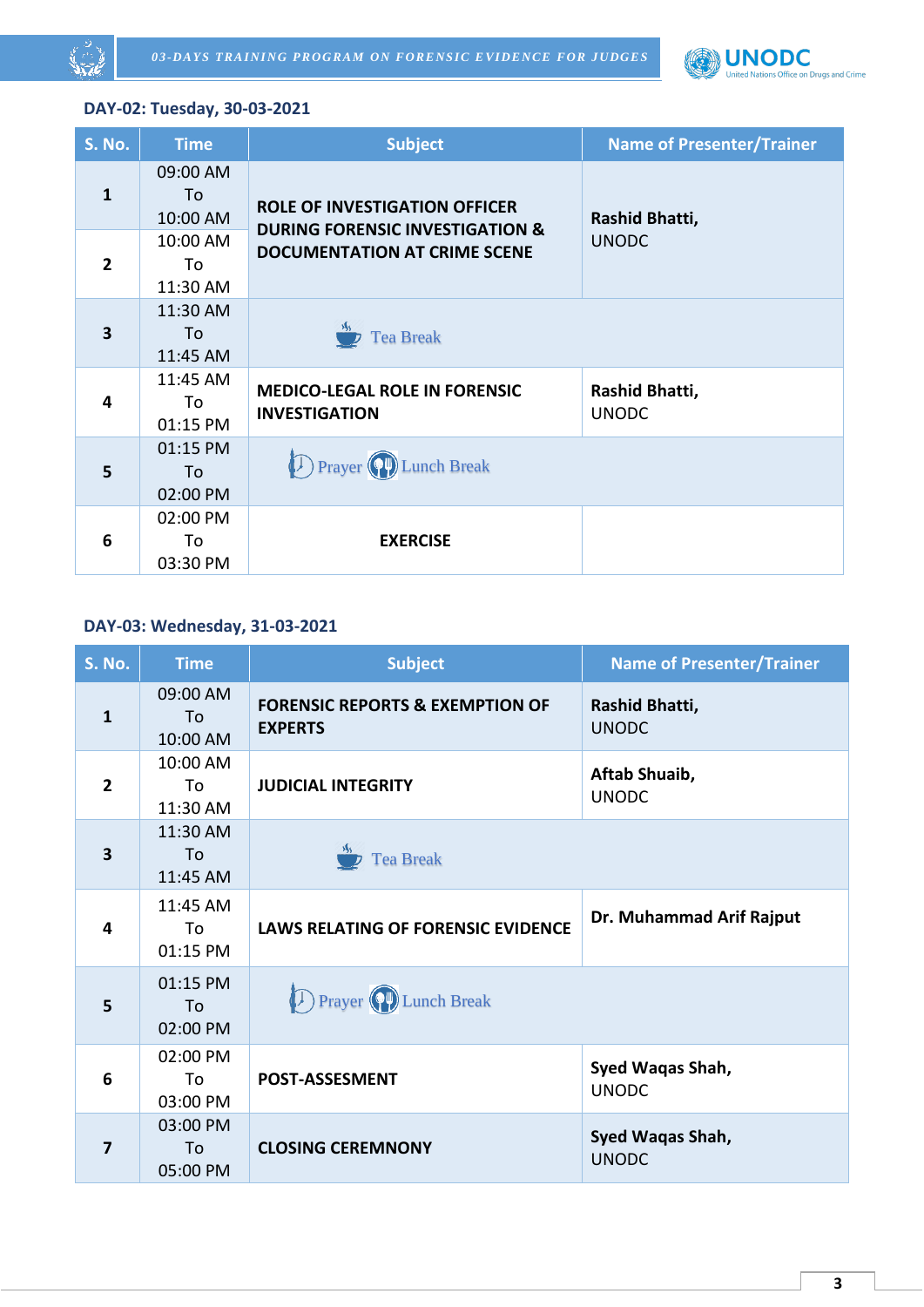### DAY-02: Tuesday, 30-03-2021

| S. No. | Time | Subject | Name of Presenter/Trainer |
|---|---|---|---|
| 1 | 09:00 AM To 10:00 AM | ROLE OF INVESTIGATION OFFICER DURING FORENSIC INVESTIGATION & DOCUMENTATION AT CRIME SCENE | Rashid Bhatti, UNODC |
| 2 | 10:00 AM To 11:30 AM | | |
| 3 | 11:30 AM To 11:45 AM | Tea Break | |
| 4 | 11:45 AM To 01:15 PM | MEDICO-LEGAL ROLE IN FORENSIC INVESTIGATION | Rashid Bhatti, UNODC |
| 5 | 01:15 PM To 02:00 PM | Prayer Lunch Break | |
| 6 | 02:00 PM To 03:30 PM | EXERCISE | |

### DAY-03: Wednesday, 31-03-2021

| S. No. | Time | Subject | Name of Presenter/Trainer |
|---|---|---|---|
| 1 | 09:00 AM To 10:00 AM | FORENSIC REPORTS & EXEMPTION OF EXPERTS | Rashid Bhatti, UNODC |
| 2 | 10:00 AM To 11:30 AM | JUDICIAL INTEGRITY | Aftab Shuaib, UNODC |
| 3 | 11:30 AM To 11:45 AM | Tea Break | |
| 4 | 11:45 AM To 01:15 PM | LAWS RELATING OF FORENSIC EVIDENCE | Dr. Muhammad Arif Rajput |
| 5 | 01:15 PM To 02:00 PM | Prayer Lunch Break | |
| 6 | 02:00 PM To 03:00 PM | POST-ASSESMENT | Syed Waqas Shah, UNODC |
| 7 | 03:00 PM To 05:00 PM | CLOSING CEREMNONY | Syed Waqas Shah, UNODC |